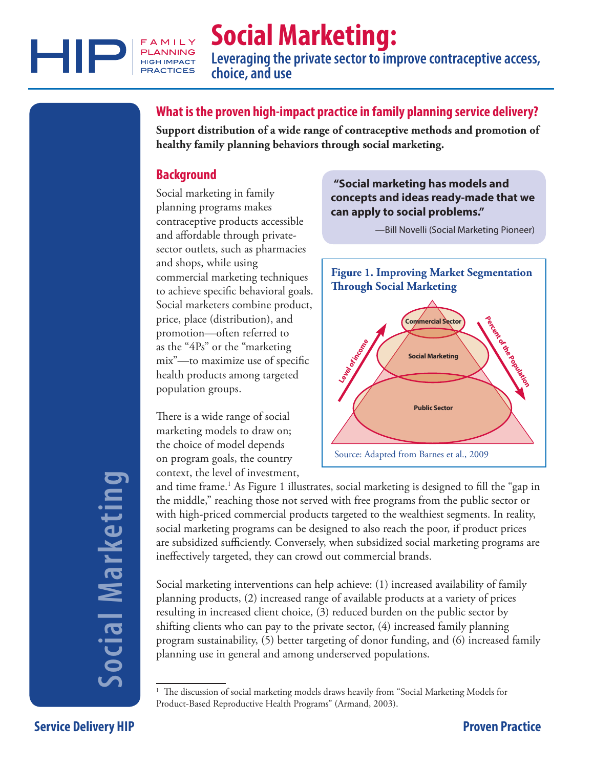# Social Marketing:

## Leveraging the private sector to improve contraceptive access, choice, and use

### What is the proven high-impact practice in family planning service delivery?

**Support distribution of a wide range of contraceptive methods and promotion of healthy family planning behaviors through social marketing.**

### Background

Social marketing in family planning programs makes contraceptive products accessible and affordable through private-sector outlets, such as pharmacies and shops, while using commercial marketing techniques to achieve specific behavioral goals. Social marketers combine product, price, place (distribution), and promotion—often referred to as the "4Ps" or the "marketing mix"—to maximize use of specific health products among targeted population groups.

> **"Social marketing has models and concepts and ideas ready-made that we can apply to social problems."**
>
> —Bill Novelli (Social Marketing Pioneer)

**Figure 1. Improving Market Segmentation Through Social Marketing**

Commercial Sector; Social Marketing; Public Sector; Level of income; Percent of the Population

Source: Adapted from Barnes et al., 2009

There is a wide range of social marketing models to draw on; the choice of model depends on program goals, the country context, the level of investment, and time frame.[1] As Figure 1 illustrates, social marketing is designed to fill the "gap in the middle," reaching those not served with free programs from the public sector or with high-priced commercial products targeted to the wealthiest segments. In reality, social marketing programs can be designed to also reach the poor, if product prices are subsidized sufficiently. Conversely, when subsidized social marketing programs are ineffectively targeted, they can crowd out commercial brands.

Social marketing interventions can help achieve: (1) increased availability of family planning products, (2) increased range of available products at a variety of prices resulting in increased client choice, (3) reduced burden on the public sector by shifting clients who can pay to the private sector, (4) increased family planning program sustainability, (5) better targeting of donor funding, and (6) increased family planning use in general and among underserved populations.

---

[1] The discussion of social marketing models draws heavily from "Social Marketing Models for Product-Based Reproductive Health Programs" (Armand, 2003).

Service Delivery HIP — Proven Practice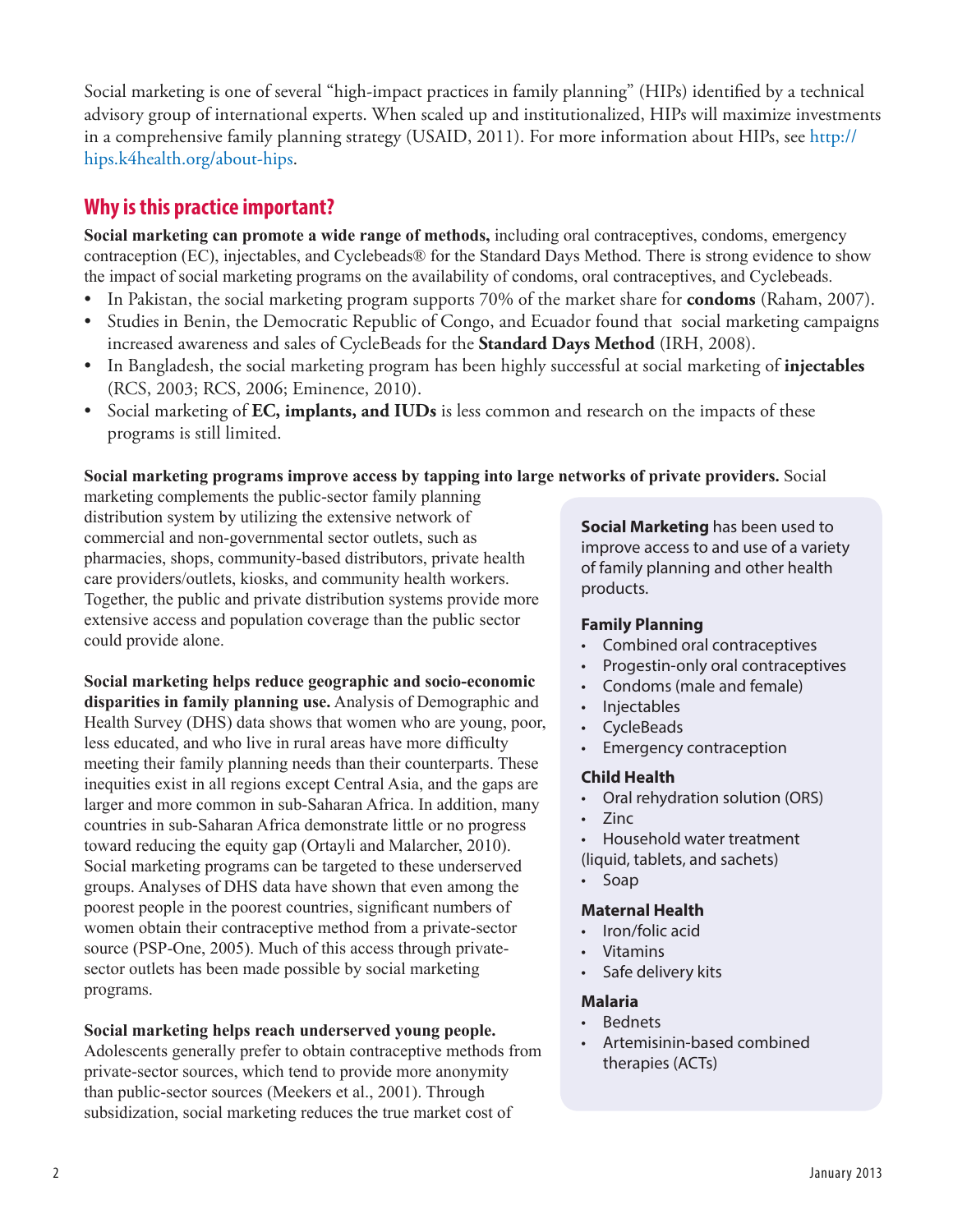Social marketing is one of several "high-impact practices in family planning" (HIPs) identified by a technical advisory group of international experts. When scaled up and institutionalized, HIPs will maximize investments in a comprehensive family planning strategy (USAID, 2011). For more information about HIPs, see http://hips.k4health.org/about-hips.

## Why is this practice important?

**Social marketing can promote a wide range of methods,** including oral contraceptives, condoms, emergency contraception (EC), injectables, and Cyclebeads® for the Standard Days Method. There is strong evidence to show the impact of social marketing programs on the availability of condoms, oral contraceptives, and Cyclebeads.

- In Pakistan, the social marketing program supports 70% of the market share for **condoms** (Raham, 2007).
- Studies in Benin, the Democratic Republic of Congo, and Ecuador found that social marketing campaigns increased awareness and sales of CycleBeads for the **Standard Days Method** (IRH, 2008).
- In Bangladesh, the social marketing program has been highly successful at social marketing of **injectables** (RCS, 2003; RCS, 2006; Eminence, 2010).
- Social marketing of **EC, implants, and IUDs** is less common and research on the impacts of these programs is still limited.

**Social marketing programs improve access by tapping into large networks of private providers.** Social marketing complements the public-sector family planning distribution system by utilizing the extensive network of commercial and non-governmental sector outlets, such as pharmacies, shops, community-based distributors, private health care providers/outlets, kiosks, and community health workers. Together, the public and private distribution systems provide more extensive access and population coverage than the public sector could provide alone.

**Social marketing helps reduce geographic and socio-economic disparities in family planning use.** Analysis of Demographic and Health Survey (DHS) data shows that women who are young, poor, less educated, and who live in rural areas have more difficulty meeting their family planning needs than their counterparts. These inequities exist in all regions except Central Asia, and the gaps are larger and more common in sub-Saharan Africa. In addition, many countries in sub-Saharan Africa demonstrate little or no progress toward reducing the equity gap (Ortayli and Malarcher, 2010). Social marketing programs can be targeted to these underserved groups. Analyses of DHS data have shown that even among the poorest people in the poorest countries, significant numbers of women obtain their contraceptive method from a private-sector source (PSP-One, 2005). Much of this access through private-sector outlets has been made possible by social marketing programs.

**Social marketing helps reach underserved young people.** Adolescents generally prefer to obtain contraceptive methods from private-sector sources, which tend to provide more anonymity than public-sector sources (Meekers et al., 2001). Through subsidization, social marketing reduces the true market cost of

---

**Social Marketing** has been used to improve access to and use of a variety of family planning and other health products.

**Family Planning**

- Combined oral contraceptives
- Progestin-only oral contraceptives
- Condoms (male and female)
- Injectables
- CycleBeads
- Emergency contraception

**Child Health**

- Oral rehydration solution (ORS)
- Zinc
- Household water treatment (liquid, tablets, and sachets)
- Soap

**Maternal Health**

- Iron/folic acid
- Vitamins
- Safe delivery kits

**Malaria**

- Bednets
- Artemisinin-based combined therapies (ACTs)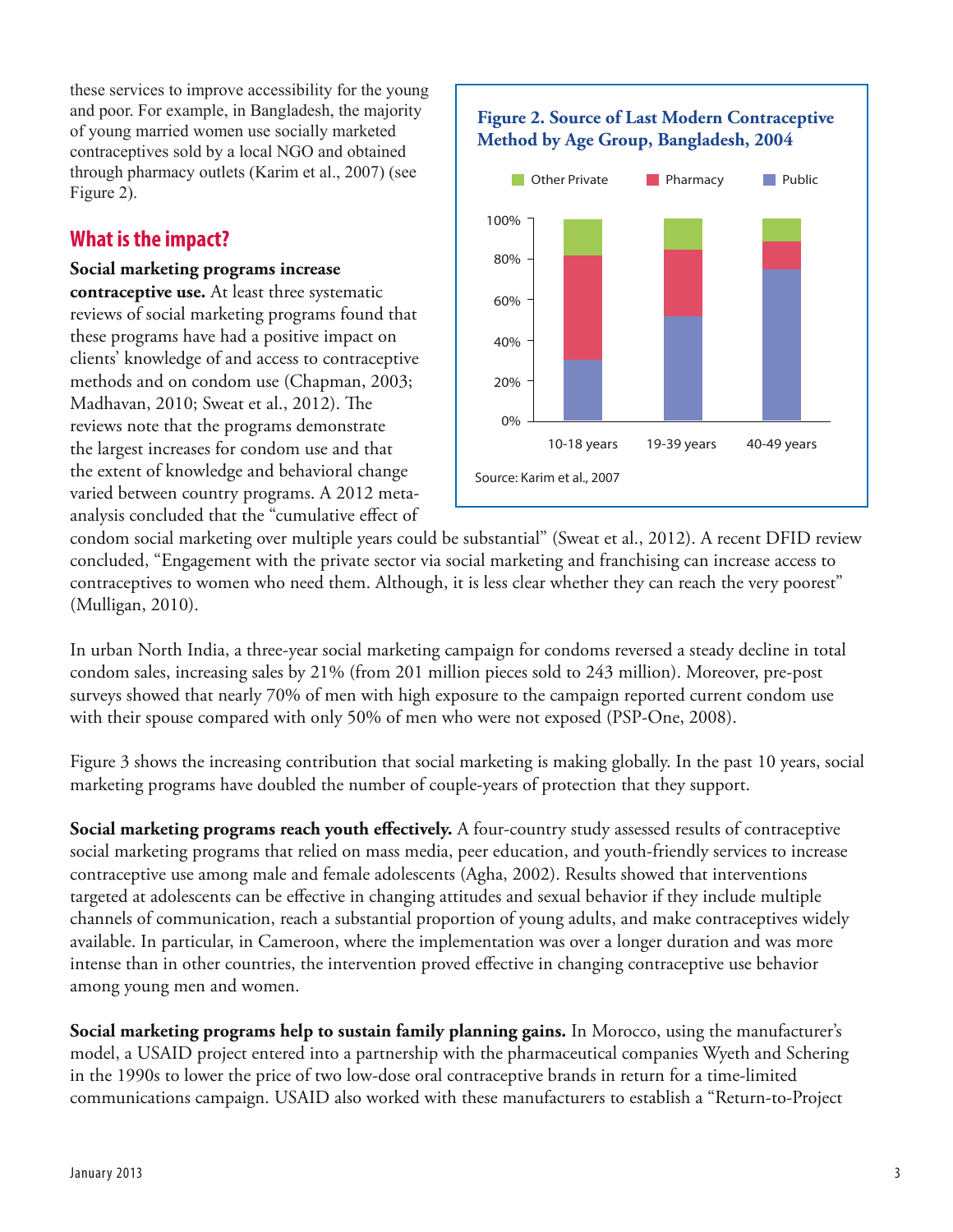these services to improve accessibility for the young and poor. For example, in Bangladesh, the majority of young married women use socially marketed contraceptives sold by a local NGO and obtained through pharmacy outlets (Karim et al., 2007) (see Figure 2).

**Figure 2. Source of Last Modern Contraceptive Method by Age Group, Bangladesh, 2004**

Source: Karim et al., 2007

## What is the impact?

**Social marketing programs increase contraceptive use.** At least three systematic reviews of social marketing programs found that these programs have had a positive impact on clients' knowledge of and access to contraceptive methods and on condom use (Chapman, 2003; Madhavan, 2010; Sweat et al., 2012). The reviews note that the programs demonstrate the largest increases for condom use and that the extent of knowledge and behavioral change varied between country programs. A 2012 meta-analysis concluded that the "cumulative effect of condom social marketing over multiple years could be substantial" (Sweat et al., 2012). A recent DFID review concluded, "Engagement with the private sector via social marketing and franchising can increase access to contraceptives to women who need them. Although, it is less clear whether they can reach the very poorest" (Mulligan, 2010).

In urban North India, a three-year social marketing campaign for condoms reversed a steady decline in total condom sales, increasing sales by 21% (from 201 million pieces sold to 243 million). Moreover, pre-post surveys showed that nearly 70% of men with high exposure to the campaign reported current condom use with their spouse compared with only 50% of men who were not exposed (PSP-One, 2008).

Figure 3 shows the increasing contribution that social marketing is making globally. In the past 10 years, social marketing programs have doubled the number of couple-years of protection that they support.

**Social marketing programs reach youth effectively.** A four-country study assessed results of contraceptive social marketing programs that relied on mass media, peer education, and youth-friendly services to increase contraceptive use among male and female adolescents (Agha, 2002). Results showed that interventions targeted at adolescents can be effective in changing attitudes and sexual behavior if they include multiple channels of communication, reach a substantial proportion of young adults, and make contraceptives widely available. In particular, in Cameroon, where the implementation was over a longer duration and was more intense than in other countries, the intervention proved effective in changing contraceptive use behavior among young men and women.

**Social marketing programs help to sustain family planning gains.** In Morocco, using the manufacturer's model, a USAID project entered into a partnership with the pharmaceutical companies Wyeth and Schering in the 1990s to lower the price of two low-dose oral contraceptive brands in return for a time-limited communications campaign. USAID also worked with these manufacturers to establish a "Return-to-Project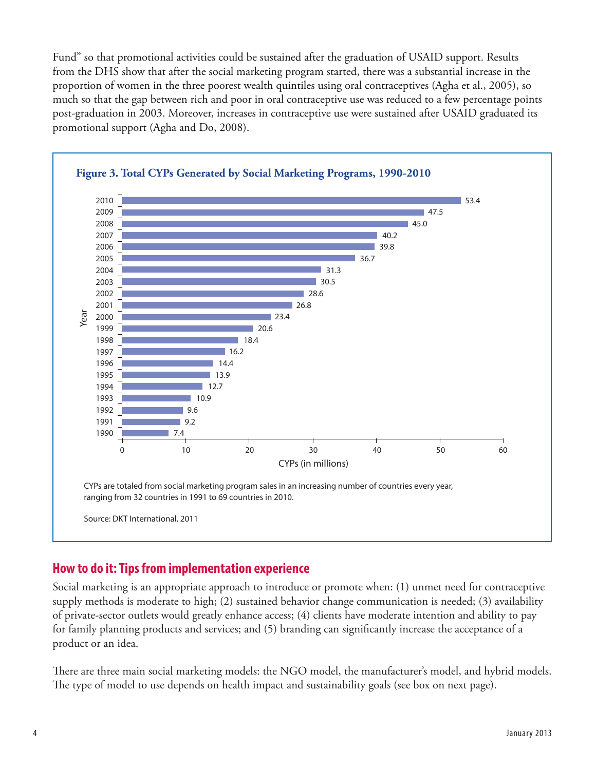Fund" so that promotional activities could be sustained after the graduation of USAID support. Results from the DHS show that after the social marketing program started, there was a substantial increase in the proportion of women in the three poorest wealth quintiles using oral contraceptives (Agha et al., 2005), so much so that the gap between rich and poor in oral contraceptive use was reduced to a few percentage points post-graduation in 2003. Moreover, increases in contraceptive use were sustained after USAID graduated its promotional support (Agha and Do, 2008).

**Figure 3. Total CYPs Generated by Social Marketing Programs, 1990-2010**

| Year | CYPs (in millions) |
|---|---|
| 2010 | 53.4 |
| 2009 | 47.5 |
| 2008 | 45.0 |
| 2007 | 40.2 |
| 2006 | 39.8 |
| 2005 | 36.7 |
| 2004 | 31.3 |
| 2003 | 30.5 |
| 2002 | 28.6 |
| 2001 | 26.8 |
| 2000 | 23.4 |
| 1999 | 20.6 |
| 1998 | 18.4 |
| 1997 | 16.2 |
| 1996 | 14.4 |
| 1995 | 13.9 |
| 1994 | 12.7 |
| 1993 | 10.9 |
| 1992 | 9.6 |
| 1991 | 9.2 |
| 1990 | 7.4 |

CYPs are totaled from social marketing program sales in an increasing number of countries every year, ranging from 32 countries in 1991 to 69 countries in 2010.

Source: DKT International, 2011

## How to do it: Tips from implementation experience

Social marketing is an appropriate approach to introduce or promote when: (1) unmet need for contraceptive supply methods is moderate to high; (2) sustained behavior change communication is needed; (3) availability of private-sector outlets would greatly enhance access; (4) clients have moderate intention and ability to pay for family planning products and services; and (5) branding can significantly increase the acceptance of a product or an idea.

There are three main social marketing models: the NGO model, the manufacturer's model, and hybrid models. The type of model to use depends on health impact and sustainability goals (see box on next page).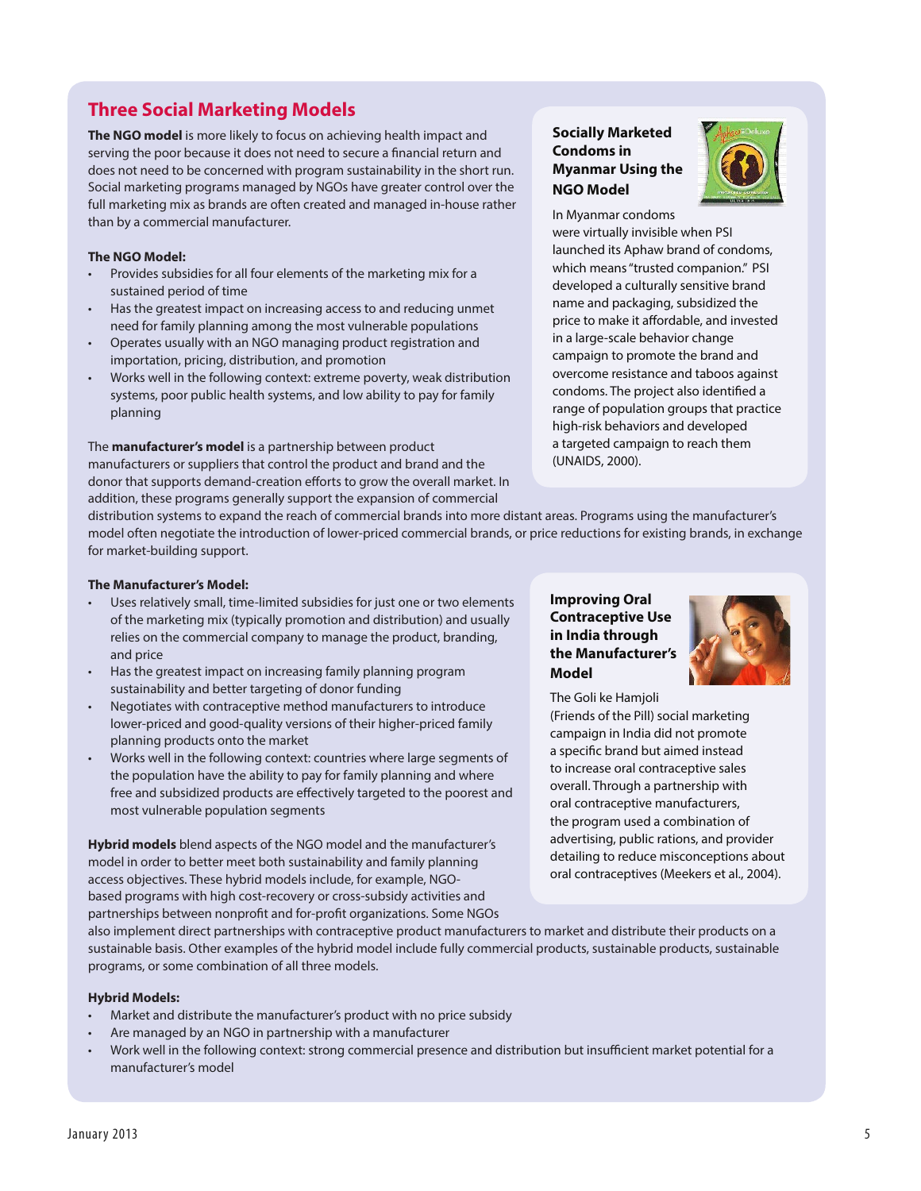## Three Social Marketing Models

**The NGO model** is more likely to focus on achieving health impact and serving the poor because it does not need to secure a financial return and does not need to be concerned with program sustainability in the short run. Social marketing programs managed by NGOs have greater control over the full marketing mix as brands are often created and managed in-house rather than by a commercial manufacturer.

**The NGO Model:**

- Provides subsidies for all four elements of the marketing mix for a sustained period of time
- Has the greatest impact on increasing access to and reducing unmet need for family planning among the most vulnerable populations
- Operates usually with an NGO managing product registration and importation, pricing, distribution, and promotion
- Works well in the following context: extreme poverty, weak distribution systems, poor public health systems, and low ability to pay for family planning

The **manufacturer's model** is a partnership between product manufacturers or suppliers that control the product and brand and the donor that supports demand-creation efforts to grow the overall market. In addition, these programs generally support the expansion of commercial distribution systems to expand the reach of commercial brands into more distant areas. Programs using the manufacturer's model often negotiate the introduction of lower-priced commercial brands, or price reductions for existing brands, in exchange for market-building support.

**The Manufacturer's Model:**

- Uses relatively small, time-limited subsidies for just one or two elements of the marketing mix (typically promotion and distribution) and usually relies on the commercial company to manage the product, branding, and price
- Has the greatest impact on increasing family planning program sustainability and better targeting of donor funding
- Negotiates with contraceptive method manufacturers to introduce lower-priced and good-quality versions of their higher-priced family planning products onto the market
- Works well in the following context: countries where large segments of the population have the ability to pay for family planning and where free and subsidized products are effectively targeted to the poorest and most vulnerable population segments

**Hybrid models** blend aspects of the NGO model and the manufacturer's model in order to better meet both sustainability and family planning access objectives. These hybrid models include, for example, NGO-based programs with high cost-recovery or cross-subsidy activities and partnerships between nonprofit and for-profit organizations. Some NGOs also implement direct partnerships with contraceptive product manufacturers to market and distribute their products on a sustainable basis. Other examples of the hybrid model include fully commercial products, sustainable products, sustainable programs, or some combination of all three models.

**Hybrid Models:**

- Market and distribute the manufacturer's product with no price subsidy
- Are managed by an NGO in partnership with a manufacturer
- Work well in the following context: strong commercial presence and distribution but insufficient market potential for a manufacturer's model

### Socially Marketed Condoms in Myanmar Using the NGO Model

In Myanmar condoms were virtually invisible when PSI launched its Aphaw brand of condoms, which means "trusted companion." PSI developed a culturally sensitive brand name and packaging, subsidized the price to make it affordable, and invested in a large-scale behavior change campaign to promote the brand and overcome resistance and taboos against condoms. The project also identified a range of population groups that practice high-risk behaviors and developed a targeted campaign to reach them (UNAIDS, 2000).

### Improving Oral Contraceptive Use in India through the Manufacturer's Model

The Goli ke Hamjoli (Friends of the Pill) social marketing campaign in India did not promote a specific brand but aimed instead to increase oral contraceptive sales overall. Through a partnership with oral contraceptive manufacturers, the program used a combination of advertising, public rations, and provider detailing to reduce misconceptions about oral contraceptives (Meekers et al., 2004).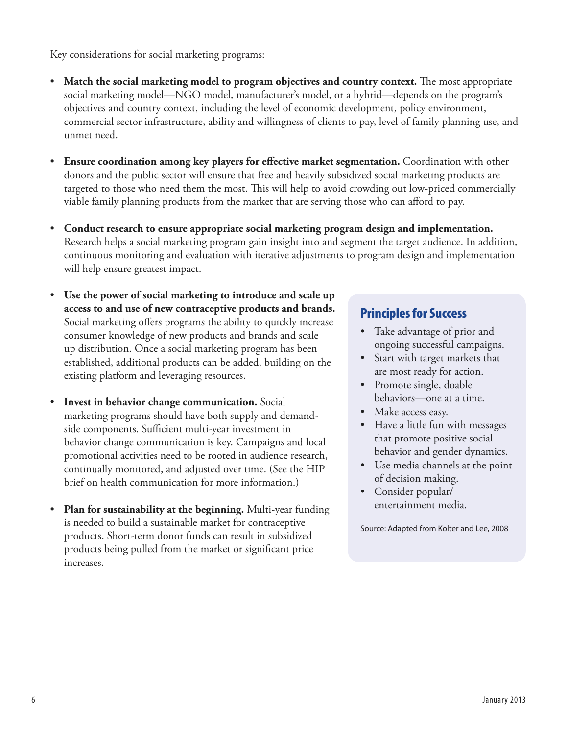Key considerations for social marketing programs:

- **Match the social marketing model to program objectives and country context.** The most appropriate social marketing model—NGO model, manufacturer's model, or a hybrid—depends on the program's objectives and country context, including the level of economic development, policy environment, commercial sector infrastructure, ability and willingness of clients to pay, level of family planning use, and unmet need.

- **Ensure coordination among key players for effective market segmentation.** Coordination with other donors and the public sector will ensure that free and heavily subsidized social marketing products are targeted to those who need them the most. This will help to avoid crowding out low-priced commercially viable family planning products from the market that are serving those who can afford to pay.

- **Conduct research to ensure appropriate social marketing program design and implementation.** Research helps a social marketing program gain insight into and segment the target audience. In addition, continuous monitoring and evaluation with iterative adjustments to program design and implementation will help ensure greatest impact.

- **Use the power of social marketing to introduce and scale up access to and use of new contraceptive products and brands.** Social marketing offers programs the ability to quickly increase consumer knowledge of new products and brands and scale up distribution. Once a social marketing program has been established, additional products can be added, building on the existing platform and leveraging resources.

- **Invest in behavior change communication.** Social marketing programs should have both supply and demand-side components. Sufficient multi-year investment in behavior change communication is key. Campaigns and local promotional activities need to be rooted in audience research, continually monitored, and adjusted over time. (See the HIP brief on health communication for more information.)

- **Plan for sustainability at the beginning.** Multi-year funding is needed to build a sustainable market for contraceptive products. Short-term donor funds can result in subsidized products being pulled from the market or significant price increases.

## Principles for Success

- Take advantage of prior and ongoing successful campaigns.
- Start with target markets that are most ready for action.
- Promote single, doable behaviors—one at a time.
- Make access easy.
- Have a little fun with messages that promote positive social behavior and gender dynamics.
- Use media channels at the point of decision making.
- Consider popular/entertainment media.

Source: Adapted from Kolter and Lee, 2008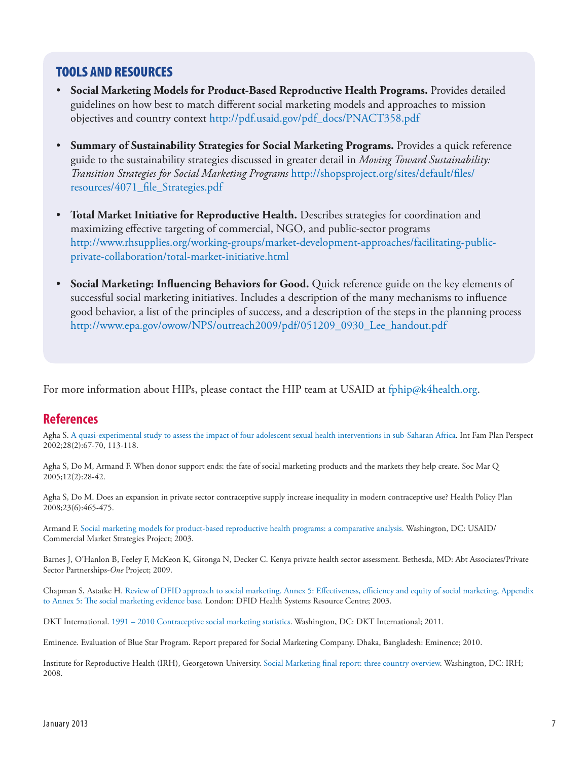## TOOLS AND RESOURCES

- **Social Marketing Models for Product-Based Reproductive Health Programs.** Provides detailed guidelines on how best to match different social marketing models and approaches to mission objectives and country context http://pdf.usaid.gov/pdf_docs/PNACT358.pdf

- **Summary of Sustainability Strategies for Social Marketing Programs.** Provides a quick reference guide to the sustainability strategies discussed in greater detail in *Moving Toward Sustainability: Transition Strategies for Social Marketing Programs* http://shopsproject.org/sites/default/files/resources/4071_file_Strategies.pdf

- **Total Market Initiative for Reproductive Health.** Describes strategies for coordination and maximizing effective targeting of commercial, NGO, and public-sector programs http://www.rhsupplies.org/working-groups/market-development-approaches/facilitating-public-private-collaboration/total-market-initiative.html

- **Social Marketing: Influencing Behaviors for Good.** Quick reference guide on the key elements of successful social marketing initiatives. Includes a description of the many mechanisms to influence good behavior, a list of the principles of success, and a description of the steps in the planning process http://www.epa.gov/owow/NPS/outreach2009/pdf/051209_0930_Lee_handout.pdf

For more information about HIPs, please contact the HIP team at USAID at fphip@k4health.org.

## References

Agha S. A quasi-experimental study to assess the impact of four adolescent sexual health interventions in sub-Saharan Africa. Int Fam Plan Perspect 2002;28(2):67-70, 113-118.

Agha S, Do M, Armand F. When donor support ends: the fate of social marketing products and the markets they help create. Soc Mar Q 2005;12(2):28-42.

Agha S, Do M. Does an expansion in private sector contraceptive supply increase inequality in modern contraceptive use? Health Policy Plan 2008;23(6):465-475.

Armand F. Social marketing models for product-based reproductive health programs: a comparative analysis. Washington, DC: USAID/Commercial Market Strategies Project; 2003.

Barnes J, O'Hanlon B, Feeley F, McKeon K, Gitonga N, Decker C. Kenya private health sector assessment. Bethesda, MD: Abt Associates/Private Sector Partnerships-*One* Project; 2009.

Chapman S, Astatke H. Review of DFID approach to social marketing. Annex 5: Effectiveness, efficiency and equity of social marketing, Appendix to Annex 5: The social marketing evidence base. London: DFID Health Systems Resource Centre; 2003.

DKT International. 1991 – 2010 Contraceptive social marketing statistics. Washington, DC: DKT International; 2011.

Eminence. Evaluation of Blue Star Program. Report prepared for Social Marketing Company. Dhaka, Bangladesh: Eminence; 2010.

Institute for Reproductive Health (IRH), Georgetown University. Social Marketing final report: three country overview. Washington, DC: IRH; 2008.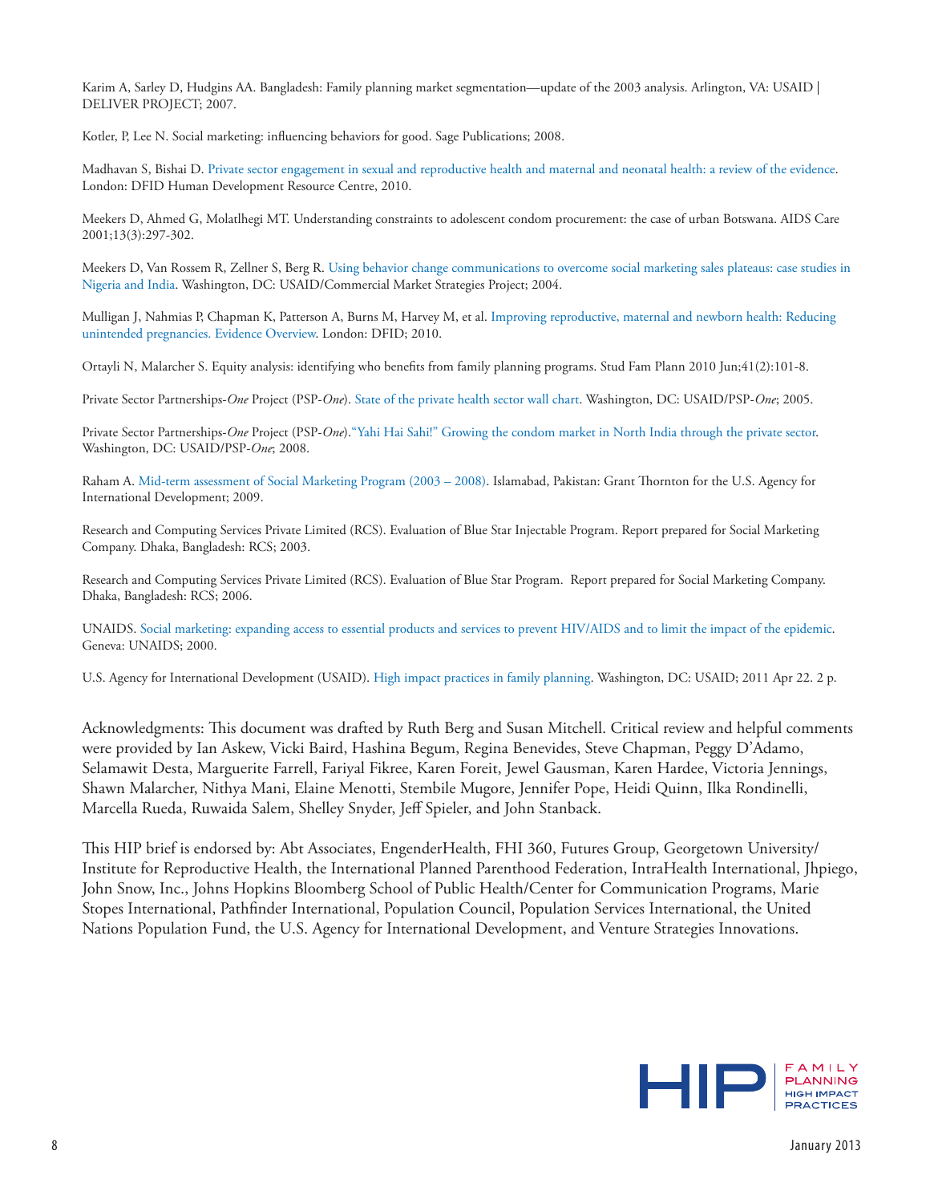Karim A, Sarley D, Hudgins AA. Bangladesh: Family planning market segmentation—update of the 2003 analysis. Arlington, VA: USAID | DELIVER PROJECT; 2007.

Kotler, P, Lee N. Social marketing: influencing behaviors for good. Sage Publications; 2008.

Madhavan S, Bishai D. Private sector engagement in sexual and reproductive health and maternal and neonatal health: a review of the evidence. London: DFID Human Development Resource Centre, 2010.

Meekers D, Ahmed G, Molatlhegi MT. Understanding constraints to adolescent condom procurement: the case of urban Botswana. AIDS Care 2001;13(3):297-302.

Meekers D, Van Rossem R, Zellner S, Berg R. Using behavior change communications to overcome social marketing sales plateaus: case studies in Nigeria and India. Washington, DC: USAID/Commercial Market Strategies Project; 2004.

Mulligan J, Nahmias P, Chapman K, Patterson A, Burns M, Harvey M, et al. Improving reproductive, maternal and newborn health: Reducing unintended pregnancies. Evidence Overview. London: DFID; 2010.

Ortayli N, Malarcher S. Equity analysis: identifying who benefits from family planning programs. Stud Fam Plann 2010 Jun;41(2):101-8.

Private Sector Partnerships-*One* Project (PSP-*One*). State of the private health sector wall chart. Washington, DC: USAID/PSP-*One*; 2005.

Private Sector Partnerships-*One* Project (PSP-*One*)."Yahi Hai Sahi!" Growing the condom market in North India through the private sector. Washington, DC: USAID/PSP-*One*; 2008.

Raham A. Mid-term assessment of Social Marketing Program (2003 – 2008). Islamabad, Pakistan: Grant Thornton for the U.S. Agency for International Development; 2009.

Research and Computing Services Private Limited (RCS). Evaluation of Blue Star Injectable Program. Report prepared for Social Marketing Company. Dhaka, Bangladesh: RCS; 2003.

Research and Computing Services Private Limited (RCS). Evaluation of Blue Star Program. Report prepared for Social Marketing Company. Dhaka, Bangladesh: RCS; 2006.

UNAIDS. Social marketing: expanding access to essential products and services to prevent HIV/AIDS and to limit the impact of the epidemic. Geneva: UNAIDS; 2000.

U.S. Agency for International Development (USAID). High impact practices in family planning. Washington, DC: USAID; 2011 Apr 22. 2 p.

Acknowledgments: This document was drafted by Ruth Berg and Susan Mitchell. Critical review and helpful comments were provided by Ian Askew, Vicki Baird, Hashina Begum, Regina Benevides, Steve Chapman, Peggy D'Adamo, Selamawit Desta, Marguerite Farrell, Fariyal Fikree, Karen Foreit, Jewel Gausman, Karen Hardee, Victoria Jennings, Shawn Malarcher, Nithya Mani, Elaine Menotti, Stembile Mugore, Jennifer Pope, Heidi Quinn, Ilka Rondinelli, Marcella Rueda, Ruwaida Salem, Shelley Snyder, Jeff Spieler, and John Stanback.

This HIP brief is endorsed by: Abt Associates, EngenderHealth, FHI 360, Futures Group, Georgetown University/ Institute for Reproductive Health, the International Planned Parenthood Federation, IntraHealth International, Jhpiego, John Snow, Inc., Johns Hopkins Bloomberg School of Public Health/Center for Communication Programs, Marie Stopes International, Pathfinder International, Population Council, Population Services International, the United Nations Population Fund, the U.S. Agency for International Development, and Venture Strategies Innovations.

HIP | FAMILY PLANNING HIGH IMPACT PRACTICES

January 2013